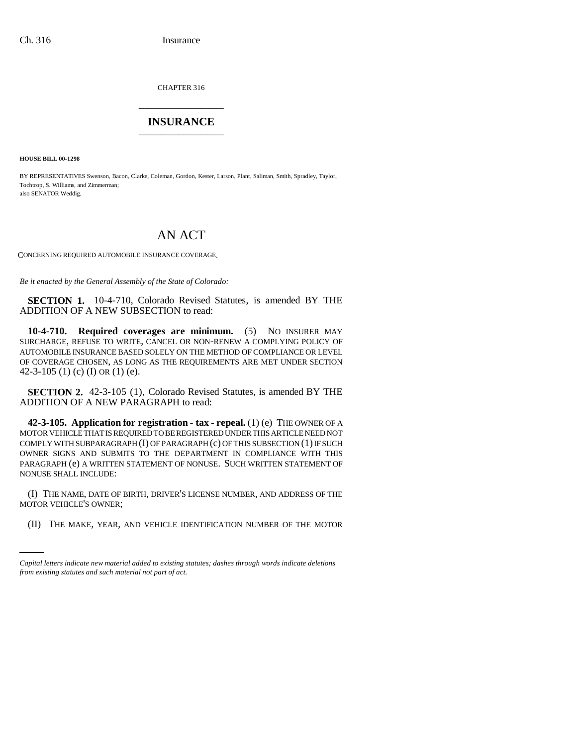CHAPTER 316

# INSURANCE

**HOUSE BILL 00-1298**

BY REPRESENTATIVES Swenson, Bacon, Clarke, Coleman, Gordon, Kester, Larson, Plant, Saliman, Smith, Spradley, Taylor, Tochtrop, S. Williams, and Zimmerman;
also SENATOR Weddig.

# AN ACT

CONCERNING REQUIRED AUTOMOBILE INSURANCE COVERAGE.

*Be it enacted by the General Assembly of the State of Colorado:*

**SECTION 1.** 10-4-710, Colorado Revised Statutes, is amended BY THE ADDITION OF A NEW SUBSECTION to read:

**10-4-710. Required coverages are minimum.** (5) NO INSURER MAY SURCHARGE, REFUSE TO WRITE, CANCEL OR NON-RENEW A COMPLYING POLICY OF AUTOMOBILE INSURANCE BASED SOLELY ON THE METHOD OF COMPLIANCE OR LEVEL OF COVERAGE CHOSEN, AS LONG AS THE REQUIREMENTS ARE MET UNDER SECTION 42-3-105 (1) (c) (I) OR (1) (e).

**SECTION 2.** 42-3-105 (1), Colorado Revised Statutes, is amended BY THE ADDITION OF A NEW PARAGRAPH to read:

**42-3-105. Application for registration - tax - repeal.** (1) (e) THE OWNER OF A MOTOR VEHICLE THAT IS REQUIRED TO BE REGISTERED UNDER THIS ARTICLE NEED NOT COMPLY WITH SUBPARAGRAPH (I) OF PARAGRAPH (c) OF THIS SUBSECTION (1) IF SUCH OWNER SIGNS AND SUBMITS TO THE DEPARTMENT IN COMPLIANCE WITH THIS PARAGRAPH (e) A WRITTEN STATEMENT OF NONUSE. SUCH WRITTEN STATEMENT OF NONUSE SHALL INCLUDE:

(I) THE NAME, DATE OF BIRTH, DRIVER'S LICENSE NUMBER, AND ADDRESS OF THE MOTOR VEHICLE'S OWNER;

(II) THE MAKE, YEAR, AND VEHICLE IDENTIFICATION NUMBER OF THE MOTOR

*Capital letters indicate new material added to existing statutes; dashes through words indicate deletions from existing statutes and such material not part of act.*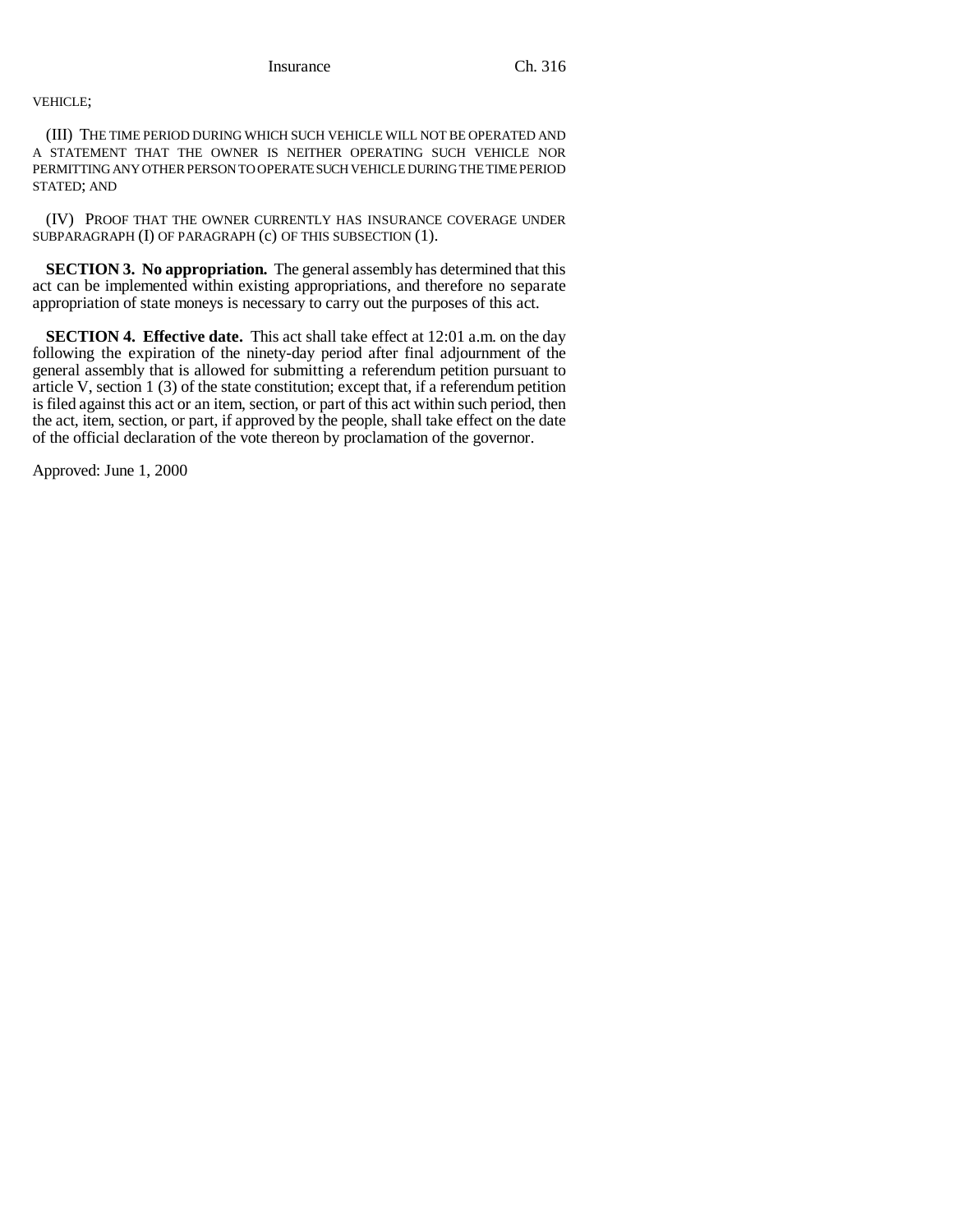VEHICLE;

(III) THE TIME PERIOD DURING WHICH SUCH VEHICLE WILL NOT BE OPERATED AND A STATEMENT THAT THE OWNER IS NEITHER OPERATING SUCH VEHICLE NOR PERMITTING ANY OTHER PERSON TO OPERATE SUCH VEHICLE DURING THE TIME PERIOD STATED; AND

(IV) PROOF THAT THE OWNER CURRENTLY HAS INSURANCE COVERAGE UNDER SUBPARAGRAPH (I) OF PARAGRAPH (c) OF THIS SUBSECTION (1).

**SECTION 3. No appropriation.** The general assembly has determined that this act can be implemented within existing appropriations, and therefore no separate appropriation of state moneys is necessary to carry out the purposes of this act.

**SECTION 4. Effective date.** This act shall take effect at 12:01 a.m. on the day following the expiration of the ninety-day period after final adjournment of the general assembly that is allowed for submitting a referendum petition pursuant to article V, section 1 (3) of the state constitution; except that, if a referendum petition is filed against this act or an item, section, or part of this act within such period, then the act, item, section, or part, if approved by the people, shall take effect on the date of the official declaration of the vote thereon by proclamation of the governor.

Approved: June 1, 2000